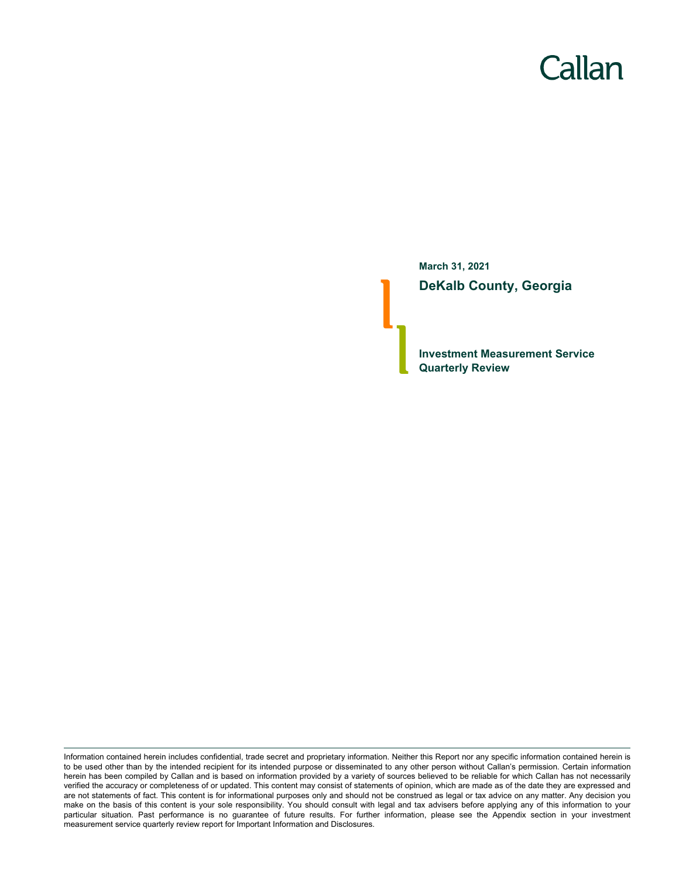Callan

**March 31, 2021**

# DeKalb County, Georgia

## Investment Measurement Service
## Quarterly Review

Information contained herein includes confidential, trade secret and proprietary information. Neither this Report nor any specific information contained herein is to be used other than by the intended recipient for its intended purpose or disseminated to any other person without Callan's permission. Certain information herein has been compiled by Callan and is based on information provided by a variety of sources believed to be reliable for which Callan has not necessarily verified the accuracy or completeness of or updated. This content may consist of statements of opinion, which are made as of the date they are expressed and are not statements of fact. This content is for informational purposes only and should not be construed as legal or tax advice on any matter. Any decision you make on the basis of this content is your sole responsibility. You should consult with legal and tax advisers before applying any of this information to your particular situation. Past performance is no guarantee of future results. For further information, please see the Appendix section in your investment measurement service quarterly review report for Important Information and Disclosures.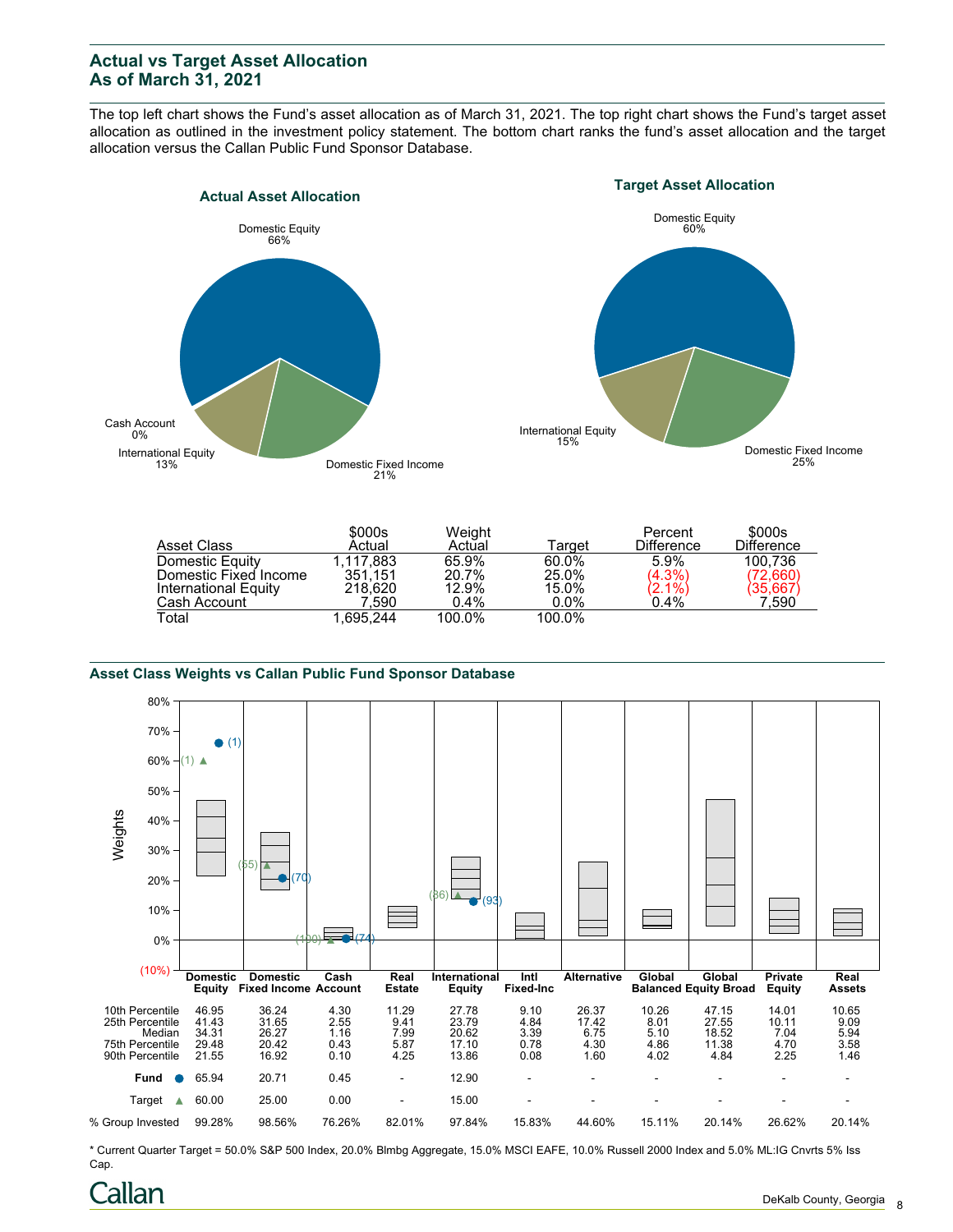## Actual vs Target Asset Allocation
## As of March 31, 2021

The top left chart shows the Fund's asset allocation as of March 31, 2021. The top right chart shows the Fund's target asset allocation as outlined in the investment policy statement. The bottom chart ranks the fund's asset allocation and the target allocation versus the Callan Public Fund Sponsor Database.

**Actual Asset Allocation**

Domestic Equity 66%
Cash Account 0%
International Equity 13%
Domestic Fixed Income 21%

**Target Asset Allocation**

Domestic Equity 60%
International Equity 15%
Domestic Fixed Income 25%

| Asset Class | $000s Actual | Weight Actual | Target | Percent Difference | $000s Difference |
|---|---|---|---|---|---|
| Domestic Equity | 1,117,883 | 65.9% | 60.0% | 5.9% | 100,736 |
| Domestic Fixed Income | 351,151 | 20.7% | 25.0% | (4.3%) | (72,660) |
| International Equity | 218,620 | 12.9% | 15.0% | (2.1%) | (35,667) |
| Cash Account | 7,590 | 0.4% | 0.0% | 0.4% | 7,590 |
| Total | 1,695,244 | 100.0% | 100.0% | | |

### Asset Class Weights vs Callan Public Fund Sponsor Database

Weights
80%
70%
60%
50%
40%
30%
20%
10%
0%
(10%)

(1) (1) (55) (70) (100) (74) (86) (93)

| | Domestic Equity | Domestic Fixed Income | Cash Account | Real Estate | International Equity | Intl Fixed-Inc | Alternative | Global Balanced | Global Equity Broad | Private Equity | Real Assets |
|---|---|---|---|---|---|---|---|---|---|---|---|
| 10th Percentile | 46.95 | 36.24 | 4.30 | 11.29 | 27.78 | 9.10 | 26.37 | 10.26 | 47.15 | 14.01 | 10.65 |
| 25th Percentile | 41.43 | 31.65 | 2.55 | 9.41 | 23.79 | 4.84 | 17.42 | 8.01 | 27.55 | 10.11 | 9.09 |
| Median | 34.31 | 26.27 | 1.16 | 7.99 | 20.62 | 3.39 | 6.75 | 5.10 | 18.52 | 7.04 | 5.94 |
| 75th Percentile | 29.48 | 20.42 | 0.43 | 5.87 | 17.10 | 0.78 | 4.30 | 4.86 | 11.38 | 4.70 | 3.58 |
| 90th Percentile | 21.55 | 16.92 | 0.10 | 4.25 | 13.86 | 0.08 | 1.60 | 4.02 | 4.84 | 2.25 | 1.46 |
| Fund ● | 65.94 | 20.71 | 0.45 | - | 12.90 | - | - | - | - | - | - |
| Target ▲ | 60.00 | 25.00 | 0.00 | - | 15.00 | - | - | - | - | - | - |
| % Group Invested | 99.28% | 98.56% | 76.26% | 82.01% | 97.84% | 15.83% | 44.60% | 15.11% | 20.14% | 26.62% | 20.14% |

* Current Quarter Target = 50.0% S&P 500 Index, 20.0% Blmbg Aggregate, 15.0% MSCI EAFE, 10.0% Russell 2000 Index and 5.0% ML:IG Cnvrts 5% Iss Cap.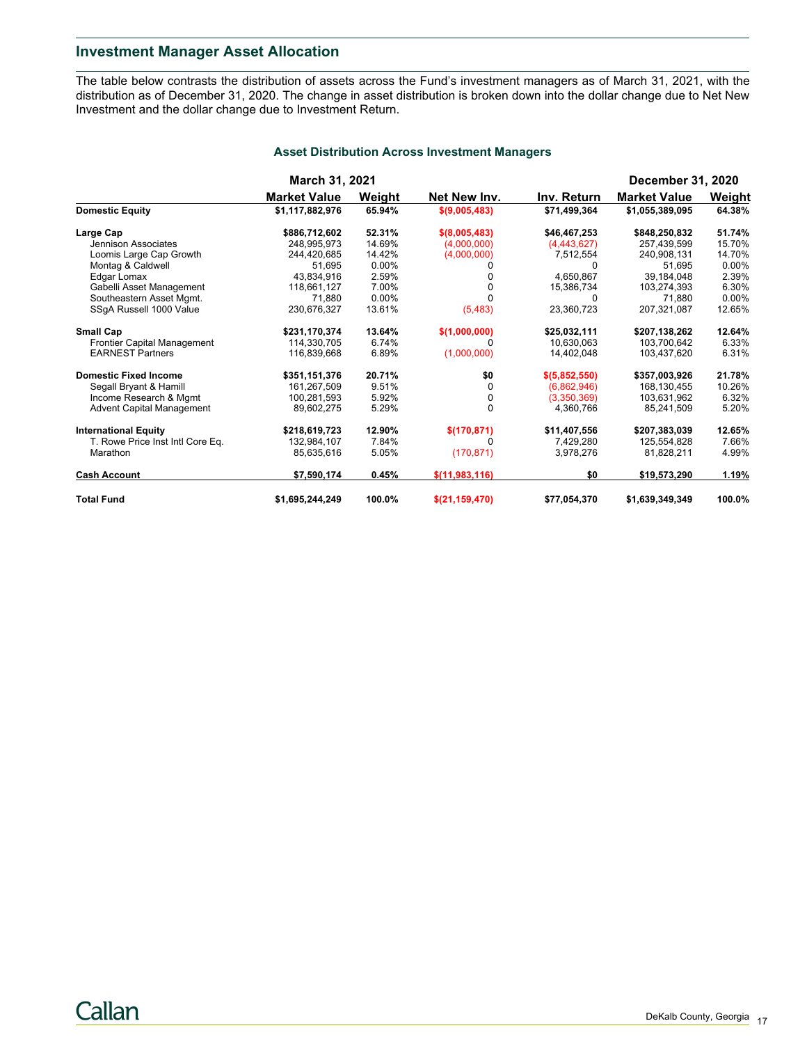## Investment Manager Asset Allocation

The table below contrasts the distribution of assets across the Fund's investment managers as of March 31, 2021, with the distribution as of December 31, 2020. The change in asset distribution is broken down into the dollar change due to Net New Investment and the dollar change due to Investment Return.

### Asset Distribution Across Investment Managers

| | March 31, 2021 | | | | December 31, 2020 | |
|---|---|---|---|---|---|---|
| | **Market Value** | **Weight** | **Net New Inv.** | **Inv. Return** | **Market Value** | **Weight** |
| **Domestic Equity** | **$1,117,882,976** | **65.94%** | **$(9,005,483)** | **$71,499,364** | **$1,055,389,095** | **64.38%** |
| **Large Cap** | **$886,712,602** | **52.31%** | **$(8,005,483)** | **$46,467,253** | **$848,250,832** | **51.74%** |
| Jennison Associates | 248,995,973 | 14.69% | (4,000,000) | (4,443,627) | 257,439,599 | 15.70% |
| Loomis Large Cap Growth | 244,420,685 | 14.42% | (4,000,000) | 7,512,554 | 240,908,131 | 14.70% |
| Montag & Caldwell | 51,695 | 0.00% | 0 | 0 | 51,695 | 0.00% |
| Edgar Lomax | 43,834,916 | 2.59% | 0 | 4,650,867 | 39,184,048 | 2.39% |
| Gabelli Asset Management | 118,661,127 | 7.00% | 0 | 15,386,734 | 103,274,393 | 6.30% |
| Southeastern Asset Mgmt. | 71,880 | 0.00% | 0 | 0 | 71,880 | 0.00% |
| SSgA Russell 1000 Value | 230,676,327 | 13.61% | (5,483) | 23,360,723 | 207,321,087 | 12.65% |
| **Small Cap** | **$231,170,374** | **13.64%** | **$(1,000,000)** | **$25,032,111** | **$207,138,262** | **12.64%** |
| Frontier Capital Management | 114,330,705 | 6.74% | 0 | 10,630,063 | 103,700,642 | 6.33% |
| EARNEST Partners | 116,839,668 | 6.89% | (1,000,000) | 14,402,048 | 103,437,620 | 6.31% |
| **Domestic Fixed Income** | **$351,151,376** | **20.71%** | **$0** | **$(5,852,550)** | **$357,003,926** | **21.78%** |
| Segall Bryant & Hamill | 161,267,509 | 9.51% | 0 | (6,862,946) | 168,130,455 | 10.26% |
| Income Research & Mgmt | 100,281,593 | 5.92% | 0 | (3,350,369) | 103,631,962 | 6.32% |
| Advent Capital Management | 89,602,275 | 5.29% | 0 | 4,360,766 | 85,241,509 | 5.20% |
| **International Equity** | **$218,619,723** | **12.90%** | **$(170,871)** | **$11,407,556** | **$207,383,039** | **12.65%** |
| T. Rowe Price Inst Intl Core Eq. | 132,984,107 | 7.84% | 0 | 7,429,280 | 125,554,828 | 7.66% |
| Marathon | 85,635,616 | 5.05% | (170,871) | 3,978,276 | 81,828,211 | 4.99% |
| **Cash Account** | **$7,590,174** | **0.45%** | **$(11,983,116)** | **$0** | **$19,573,290** | **1.19%** |
| **Total Fund** | **$1,695,244,249** | **100.0%** | **$(21,159,470)** | **$77,054,370** | **$1,639,349,349** | **100.0%** |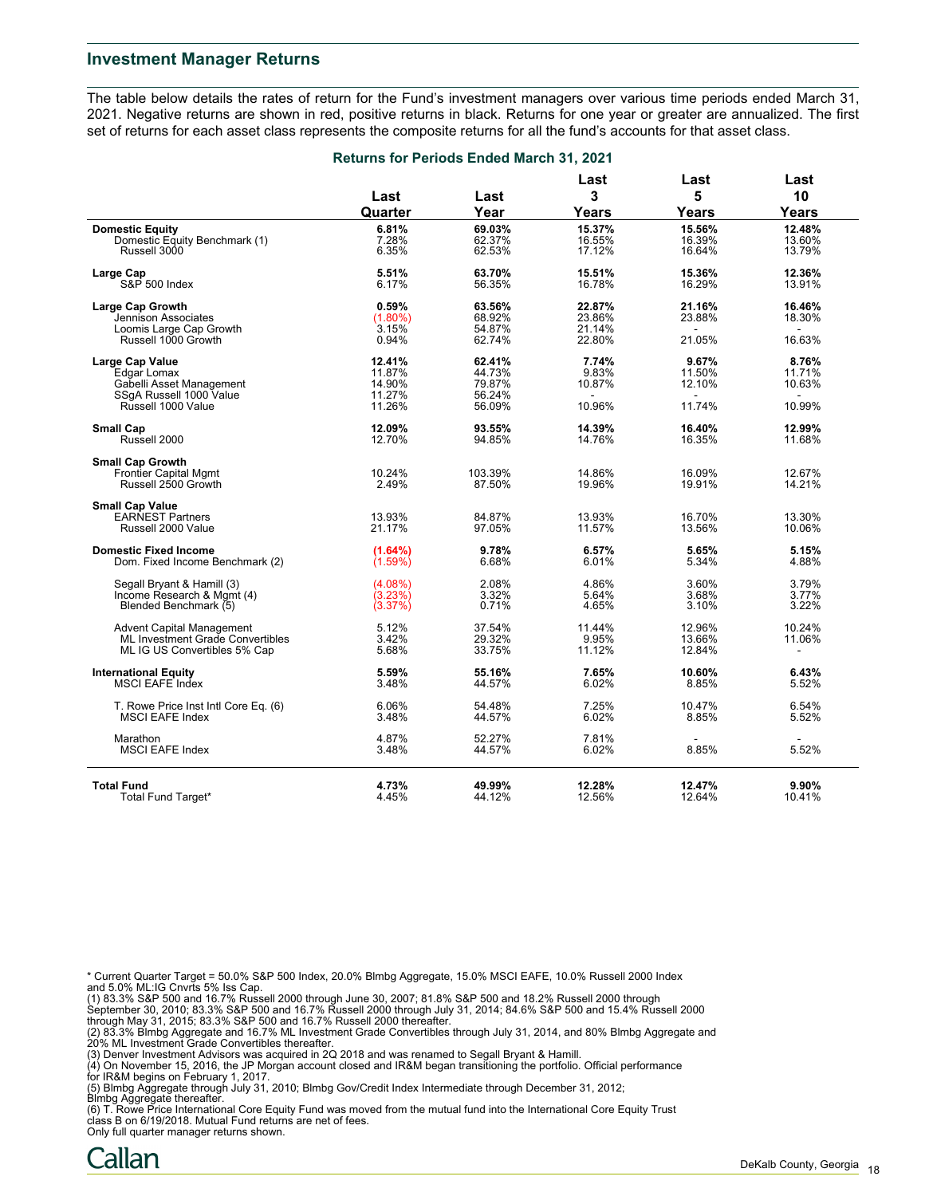## Investment Manager Returns

The table below details the rates of return for the Fund's investment managers over various time periods ended March 31, 2021. Negative returns are shown in red, positive returns in black. Returns for one year or greater are annualized. The first set of returns for each asset class represents the composite returns for all the fund's accounts for that asset class.

**Returns for Periods Ended March 31, 2021**

| | Last Quarter | Last Year | Last 3 Years | Last 5 Years | Last 10 Years |
|---|---|---|---|---|---|
| **Domestic Equity** | **6.81%** | **69.03%** | **15.37%** | **15.56%** | **12.48%** |
| Domestic Equity Benchmark (1) | 7.28% | 62.37% | 16.55% | 16.39% | 13.60% |
| Russell 3000 | 6.35% | 62.53% | 17.12% | 16.64% | 13.79% |
| | | | | | |
| **Large Cap** | **5.51%** | **63.70%** | **15.51%** | **15.36%** | **12.36%** |
| S&P 500 Index | 6.17% | 56.35% | 16.78% | 16.29% | 13.91% |
| | | | | | |
| **Large Cap Growth** | **0.59%** | **63.56%** | **22.87%** | **21.16%** | **16.46%** |
| Jennison Associates | (1.80%) | 68.92% | 23.86% | 23.88% | 18.30% |
| Loomis Large Cap Growth | 3.15% | 54.87% | 21.14% | - | - |
| Russell 1000 Growth | 0.94% | 62.74% | 22.80% | 21.05% | 16.63% |
| | | | | | |
| **Large Cap Value** | **12.41%** | **62.41%** | **7.74%** | **9.67%** | **8.76%** |
| Edgar Lomax | 11.87% | 44.73% | 9.83% | 11.50% | 11.71% |
| Gabelli Asset Management | 14.90% | 79.87% | 10.87% | 12.10% | 10.63% |
| SSgA Russell 1000 Value | 11.27% | 56.24% | - | - | - |
| Russell 1000 Value | 11.26% | 56.09% | 10.96% | 11.74% | 10.99% |
| | | | | | |
| **Small Cap** | **12.09%** | **93.55%** | **14.39%** | **16.40%** | **12.99%** |
| Russell 2000 | 12.70% | 94.85% | 14.76% | 16.35% | 11.68% |
| | | | | | |
| **Small Cap Growth** | | | | | |
| Frontier Capital Mgmt | 10.24% | 103.39% | 14.86% | 16.09% | 12.67% |
| Russell 2500 Growth | 2.49% | 87.50% | 19.96% | 19.91% | 14.21% |
| | | | | | |
| **Small Cap Value** | | | | | |
| EARNEST Partners | 13.93% | 84.87% | 13.93% | 16.70% | 13.30% |
| Russell 2000 Value | 21.17% | 97.05% | 11.57% | 13.56% | 10.06% |
| | | | | | |
| **Domestic Fixed Income** | **(1.64%)** | **9.78%** | **6.57%** | **5.65%** | **5.15%** |
| Dom. Fixed Income Benchmark (2) | (1.59%) | 6.68% | 6.01% | 5.34% | 4.88% |
| | | | | | |
| Segall Bryant & Hamill (3) | (4.08%) | 2.08% | 4.86% | 3.60% | 3.79% |
| Income Research & Mgmt (4) | (3.23%) | 3.32% | 5.64% | 3.68% | 3.77% |
| Blended Benchmark (5) | (3.37%) | 0.71% | 4.65% | 3.10% | 3.22% |
| | | | | | |
| Advent Capital Management | 5.12% | 37.54% | 11.44% | 12.96% | 10.24% |
| ML Investment Grade Convertibles | 3.42% | 29.32% | 9.95% | 13.66% | 11.06% |
| ML IG US Convertibles 5% Cap | 5.68% | 33.75% | 11.12% | 12.84% | - |
| | | | | | |
| **International Equity** | **5.59%** | **55.16%** | **7.65%** | **10.60%** | **6.43%** |
| MSCI EAFE Index | 3.48% | 44.57% | 6.02% | 8.85% | 5.52% |
| | | | | | |
| T. Rowe Price Inst Intl Core Eq. (6) | 6.06% | 54.48% | 7.25% | 10.47% | 6.54% |
| MSCI EAFE Index | 3.48% | 44.57% | 6.02% | 8.85% | 5.52% |
| | | | | | |
| Marathon | 4.87% | 52.27% | 7.81% | - | - |
| MSCI EAFE Index | 3.48% | 44.57% | 6.02% | 8.85% | 5.52% |
| | | | | | |
| **Total Fund** | **4.73%** | **49.99%** | **12.28%** | **12.47%** | **9.90%** |
| Total Fund Target* | 4.45% | 44.12% | 12.56% | 12.64% | 10.41% |

* Current Quarter Target = 50.0% S&P 500 Index, 20.0% Blmbg Aggregate, 15.0% MSCI EAFE, 10.0% Russell 2000 Index and 5.0% ML:IG Cnvrts 5% Iss Cap.
(1) 83.3% S&P 500 and 16.7% Russell 2000 through June 30, 2007; 81.8% S&P 500 and 18.2% Russell 2000 through September 30, 2010; 83.3% S&P 500 and 16.7% Russell 2000 through July 31, 2014; 84.6% S&P 500 and 15.4% Russell 2000 through May 31, 2015; 83.3% S&P 500 and 16.7% Russell 2000 thereafter.
(2) 83.3% Blmbg Aggregate and 16.7% ML Investment Grade Convertibles through July 31, 2014, and 80% Blmbg Aggregate and 20% ML Investment Grade Convertibles thereafter.
(3) Denver Investment Advisors was acquired in 2Q 2018 and was renamed to Segall Bryant & Hamill.
(4) On November 15, 2016, the JP Morgan account closed and IR&M began transitioning the portfolio. Official performance for IR&M begins on February 1, 2017.
(5) Blmbg Aggregate through July 31, 2010; Blmbg Gov/Credit Index Intermediate through December 31, 2012; Blmbg Aggregate thereafter.
(6) T. Rowe Price International Core Equity Fund was moved from the mutual fund into the International Core Equity Trust class B on 6/19/2018. Mutual Fund returns are net of fees.
Only full quarter manager returns shown.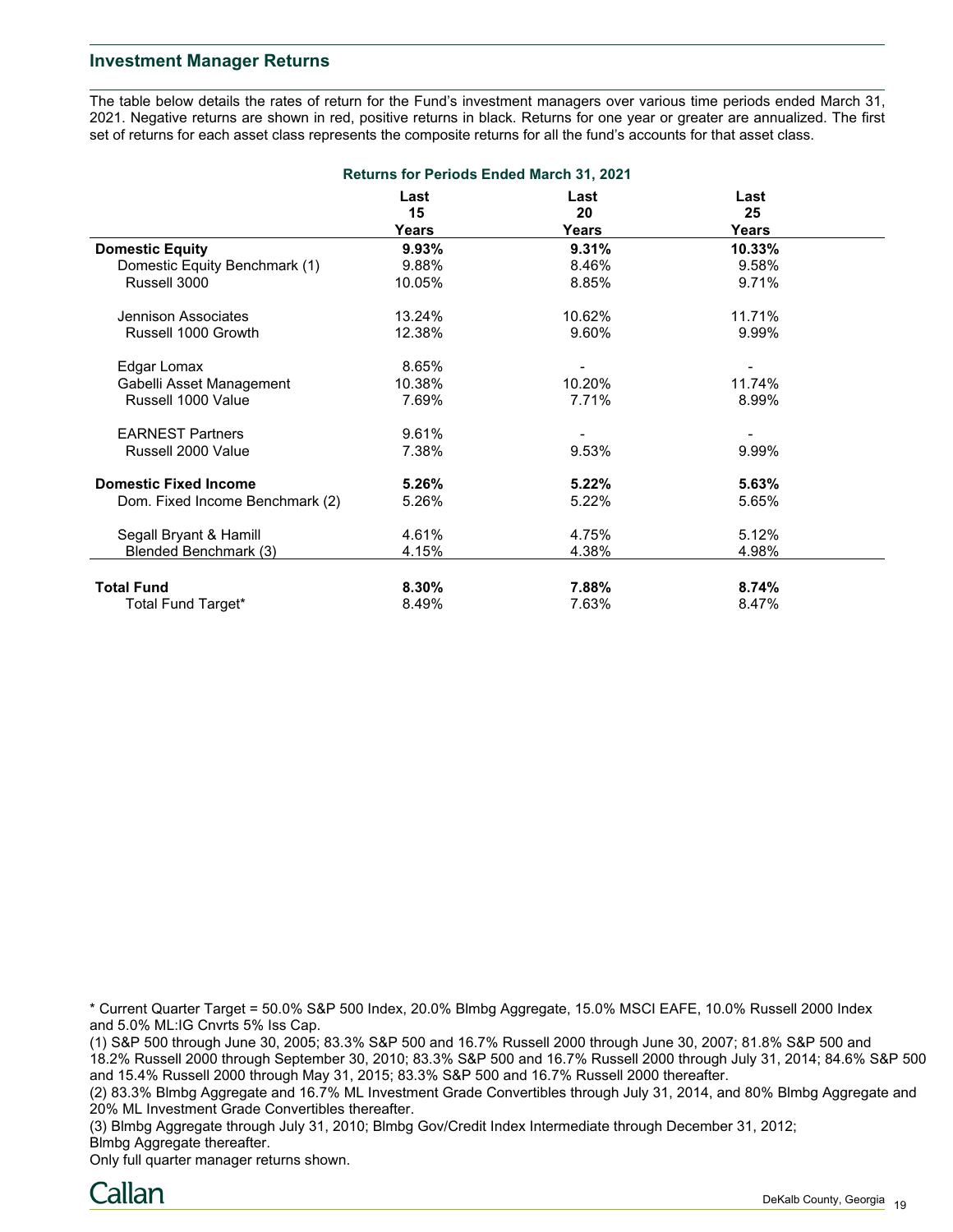## Investment Manager Returns

The table below details the rates of return for the Fund's investment managers over various time periods ended March 31, 2021. Negative returns are shown in red, positive returns in black. Returns for one year or greater are annualized. The first set of returns for each asset class represents the composite returns for all the fund's accounts for that asset class.

**Returns for Periods Ended March 31, 2021**

| | Last 15 Years | Last 20 Years | Last 25 Years |
|---|---|---|---|
| **Domestic Equity** | **9.93%** | **9.31%** | **10.33%** |
| Domestic Equity Benchmark (1) | 9.88% | 8.46% | 9.58% |
| Russell 3000 | 10.05% | 8.85% | 9.71% |
| | | | |
| Jennison Associates | 13.24% | 10.62% | 11.71% |
| Russell 1000 Growth | 12.38% | 9.60% | 9.99% |
| | | | |
| Edgar Lomax | 8.65% | - | - |
| Gabelli Asset Management | 10.38% | 10.20% | 11.74% |
| Russell 1000 Value | 7.69% | 7.71% | 8.99% |
| | | | |
| EARNEST Partners | 9.61% | - | - |
| Russell 2000 Value | 7.38% | 9.53% | 9.99% |
| | | | |
| **Domestic Fixed Income** | **5.26%** | **5.22%** | **5.63%** |
| Dom. Fixed Income Benchmark (2) | 5.26% | 5.22% | 5.65% |
| | | | |
| Segall Bryant & Hamill | 4.61% | 4.75% | 5.12% |
| Blended Benchmark (3) | 4.15% | 4.38% | 4.98% |
| | | | |
| **Total Fund** | **8.30%** | **7.88%** | **8.74%** |
| Total Fund Target* | 8.49% | 7.63% | 8.47% |

* Current Quarter Target = 50.0% S&P 500 Index, 20.0% Blmbg Aggregate, 15.0% MSCI EAFE, 10.0% Russell 2000 Index and 5.0% ML:IG Cnvrts 5% Iss Cap.

(1) S&P 500 through June 30, 2005; 83.3% S&P 500 and 16.7% Russell 2000 through June 30, 2007; 81.8% S&P 500 and 18.2% Russell 2000 through September 30, 2010; 83.3% S&P 500 and 16.7% Russell 2000 through July 31, 2014; 84.6% S&P 500 and 15.4% Russell 2000 through May 31, 2015; 83.3% S&P 500 and 16.7% Russell 2000 thereafter.

(2) 83.3% Blmbg Aggregate and 16.7% ML Investment Grade Convertibles through July 31, 2014, and 80% Blmbg Aggregate and 20% ML Investment Grade Convertibles thereafter.

(3) Blmbg Aggregate through July 31, 2010; Blmbg Gov/Credit Index Intermediate through December 31, 2012; Blmbg Aggregate thereafter.

Only full quarter manager returns shown.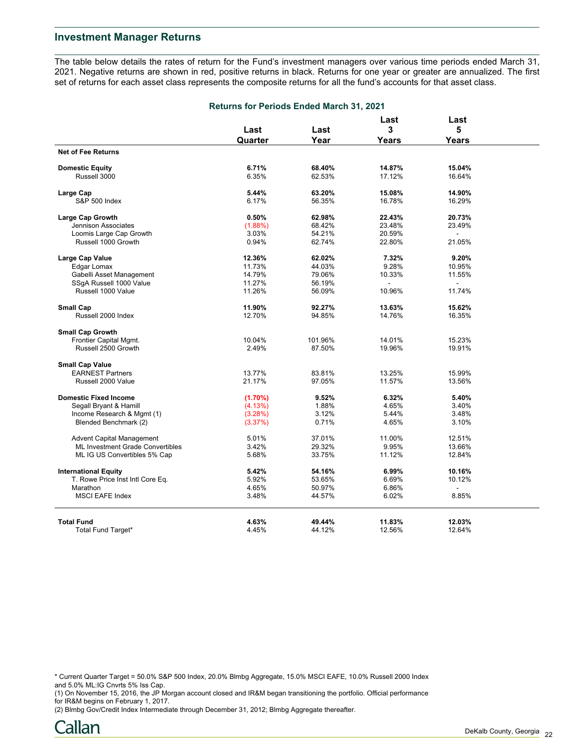## Investment Manager Returns

The table below details the rates of return for the Fund's investment managers over various time periods ended March 31, 2021. Negative returns are shown in red, positive returns in black. Returns for one year or greater are annualized. The first set of returns for each asset class represents the composite returns for all the fund's accounts for that asset class.

**Returns for Periods Ended March 31, 2021**

| | Last Quarter | Last Year | Last 3 Years | Last 5 Years |
|---|---|---|---|---|
| **Net of Fee Returns** | | | | |
| **Domestic Equity** | **6.71%** | **68.40%** | **14.87%** | **15.04%** |
| Russell 3000 | 6.35% | 62.53% | 17.12% | 16.64% |
| **Large Cap** | **5.44%** | **63.20%** | **15.08%** | **14.90%** |
| S&P 500 Index | 6.17% | 56.35% | 16.78% | 16.29% |
| **Large Cap Growth** | **0.50%** | **62.98%** | **22.43%** | **20.73%** |
| Jennison Associates | (1.88%) | 68.42% | 23.48% | 23.49% |
| Loomis Large Cap Growth | 3.03% | 54.21% | 20.59% | - |
| Russell 1000 Growth | 0.94% | 62.74% | 22.80% | 21.05% |
| **Large Cap Value** | **12.36%** | **62.02%** | **7.32%** | **9.20%** |
| Edgar Lomax | 11.73% | 44.03% | 9.28% | 10.95% |
| Gabelli Asset Management | 14.79% | 79.06% | 10.33% | 11.55% |
| SSgA Russell 1000 Value | 11.27% | 56.19% | - | - |
| Russell 1000 Value | 11.26% | 56.09% | 10.96% | 11.74% |
| **Small Cap** | **11.90%** | **92.27%** | **13.63%** | **15.62%** |
| Russell 2000 Index | 12.70% | 94.85% | 14.76% | 16.35% |
| **Small Cap Growth** | | | | |
| Frontier Capital Mgmt. | 10.04% | 101.96% | 14.01% | 15.23% |
| Russell 2500 Growth | 2.49% | 87.50% | 19.96% | 19.91% |
| **Small Cap Value** | | | | |
| EARNEST Partners | 13.77% | 83.81% | 13.25% | 15.99% |
| Russell 2000 Value | 21.17% | 97.05% | 11.57% | 13.56% |
| **Domestic Fixed Income** | **(1.70%)** | **9.52%** | **6.32%** | **5.40%** |
| Segall Bryant & Hamill | (4.13%) | 1.88% | 4.65% | 3.40% |
| Income Research & Mgmt (1) | (3.28%) | 3.12% | 5.44% | 3.48% |
| Blended Benchmark (2) | (3.37%) | 0.71% | 4.65% | 3.10% |
| Advent Capital Management | 5.01% | 37.01% | 11.00% | 12.51% |
| ML Investment Grade Convertibles | 3.42% | 29.32% | 9.95% | 13.66% |
| ML IG US Convertibles 5% Cap | 5.68% | 33.75% | 11.12% | 12.84% |
| **International Equity** | **5.42%** | **54.16%** | **6.99%** | **10.16%** |
| T. Rowe Price Inst Intl Core Eq. | 5.92% | 53.65% | 6.69% | 10.12% |
| Marathon | 4.65% | 50.97% | 6.86% | - |
| MSCI EAFE Index | 3.48% | 44.57% | 6.02% | 8.85% |
| **Total Fund** | **4.63%** | **49.44%** | **11.83%** | **12.03%** |
| Total Fund Target* | 4.45% | 44.12% | 12.56% | 12.64% |

* Current Quarter Target = 50.0% S&P 500 Index, 20.0% Blmbg Aggregate, 15.0% MSCI EAFE, 10.0% Russell 2000 Index and 5.0% ML:IG Cnvrts 5% Iss Cap.
(1) On November 15, 2016, the JP Morgan account closed and IR&M began transitioning the portfolio. Official performance for IR&M begins on February 1, 2017.
(2) Blmbg Gov/Credit Index Intermediate through December 31, 2012; Blmbg Aggregate thereafter.